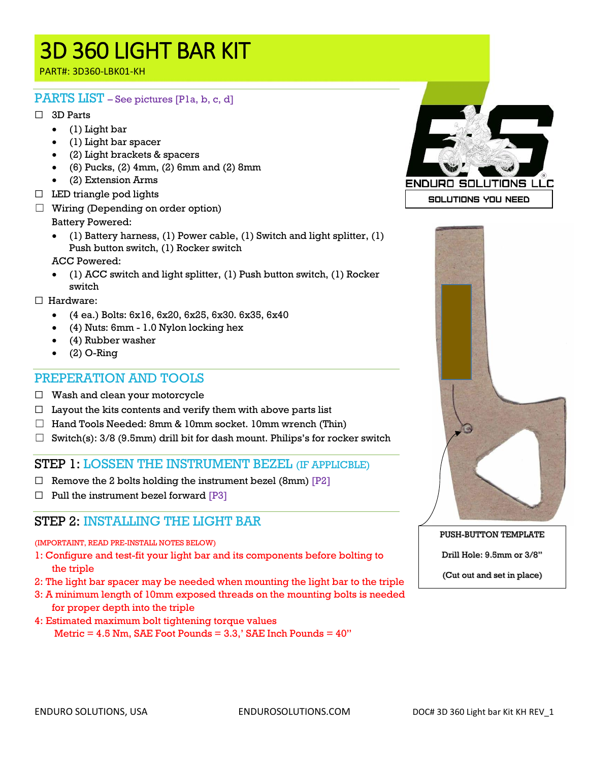# 3D 360 LIGHT BAR KIT

PART#: 3D360-LBK01-KH

## PARTS LIST – See pictures [P1a, b, c, d]

☐ 3D Parts

- (1) Light bar
- (1) Light bar spacer
- (2) Light brackets & spacers
- (6) Pucks, (2) 4mm, (2) 6mm and (2) 8mm
- (2) Extension Arms

☐ LED triangle pod lights

☐ Wiring (Depending on order option)

Battery Powered:

- (1) Battery harness, (1) Power cable, (1) Switch and light splitter, (1) Push button switch, (1) Rocker switch

ACC Powered:

- (1) ACC switch and light splitter, (1) Push button switch, (1) Rocker switch

☐ Hardware:

- (4 ea.) Bolts: 6x16, 6x20, 6x25, 6x30. 6x35, 6x40
- (4) Nuts: 6mm - 1.0 Nylon locking hex
- (4) Rubber washer
- (2) O-Ring

ENDURO SOLUTIONS LLC

SOLUTIONS YOU NEED

PUSH-BUTTON TEMPLATE

Drill Hole: 9.5mm or 3/8"

(Cut out and set in place)

## PREPERATION AND TOOLS

☐ Wash and clean your motorcycle

☐ Layout the kits contents and verify them with above parts list

☐ Hand Tools Needed: 8mm & 10mm socket. 10mm wrench (Thin)

☐ Switch(s): 3/8 (9.5mm) drill bit for dash mount. Philips's for rocker switch

## STEP 1: LOSSEN THE INSTRUMENT BEZEL (IF APPLICBLE)

☐ Remove the 2 bolts holding the instrument bezel (8mm) [P2]

☐ Pull the instrument bezel forward [P3]

## STEP 2: INSTALLING THE LIGHT BAR

(IMPORTAINT, READ PRE-INSTALL NOTES BELOW)

1: Configure and test-fit your light bar and its components before bolting to the triple

2: The light bar spacer may be needed when mounting the light bar to the triple

3: A minimum length of 10mm exposed threads on the mounting bolts is needed for proper depth into the triple

4: Estimated maximum bolt tightening torque values
Metric = 4.5 Nm, SAE Foot Pounds = 3.3,' SAE Inch Pounds = 40"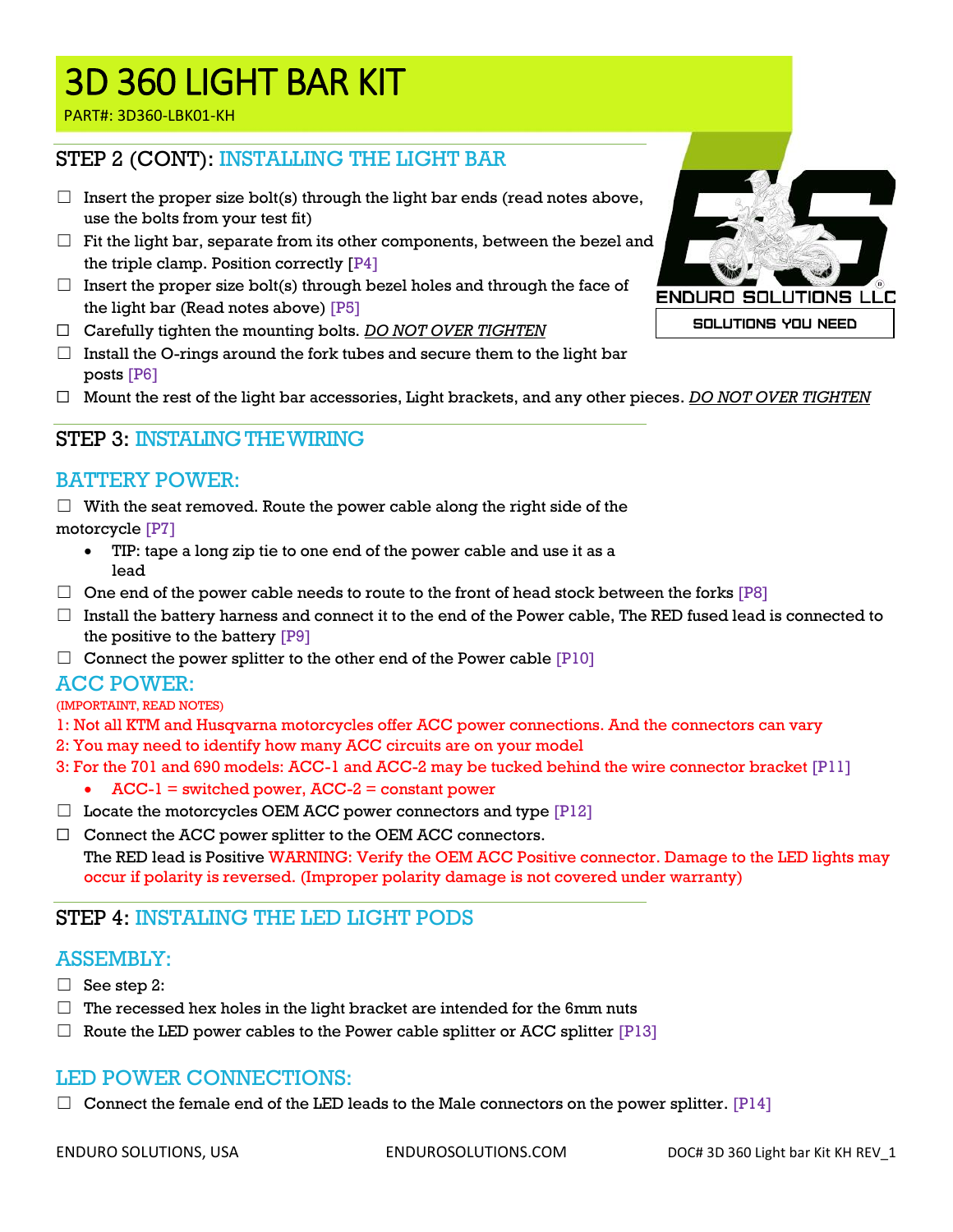# 3D 360 LIGHT BAR KIT

PART#: 3D360-LBK01-KH

## STEP 2 (CONT): INSTALLING THE LIGHT BAR

- ☐ Insert the proper size bolt(s) through the light bar ends (read notes above, use the bolts from your test fit)
- ☐ Fit the light bar, separate from its other components, between the bezel and the triple clamp. Position correctly [P4]
- ☐ Insert the proper size bolt(s) through bezel holes and through the face of the light bar (Read notes above) [P5]
- ☐ Carefully tighten the mounting bolts. *DO NOT OVER TIGHTEN*
- ☐ Install the O-rings around the fork tubes and secure them to the light bar posts [P6]
- ☐ Mount the rest of the light bar accessories, Light brackets, and any other pieces. *DO NOT OVER TIGHTEN*

ENDURO SOLUTIONS LLC

SOLUTIONS YOU NEED

## STEP 3: INSTALING THE WIRING

### BATTERY POWER:

☐ With the seat removed. Route the power cable along the right side of the motorcycle [P7]

- TIP: tape a long zip tie to one end of the power cable and use it as a lead

- ☐ One end of the power cable needs to route to the front of head stock between the forks [P8]
- ☐ Install the battery harness and connect it to the end of the Power cable, The RED fused lead is connected to the positive to the battery [P9]
- ☐ Connect the power splitter to the other end of the Power cable [P10]

### ACC POWER:

(IMPORTAINT, READ NOTES)

1: Not all KTM and Husqvarna motorcycles offer ACC power connections. And the connectors can vary

2: You may need to identify how many ACC circuits are on your model

3: For the 701 and 690 models: ACC-1 and ACC-2 may be tucked behind the wire connector bracket [P11]

- ACC-1 = switched power, ACC-2 = constant power

- ☐ Locate the motorcycles OEM ACC power connectors and type [P12]
- ☐ Connect the ACC power splitter to the OEM ACC connectors.
  The RED lead is Positive WARNING: Verify the OEM ACC Positive connector. Damage to the LED lights may occur if polarity is reversed. (Improper polarity damage is not covered under warranty)

## STEP 4: INSTALING THE LED LIGHT PODS

### ASSEMBLY:

- ☐ See step 2:
- ☐ The recessed hex holes in the light bracket are intended for the 6mm nuts
- ☐ Route the LED power cables to the Power cable splitter or ACC splitter [P13]

### LED POWER CONNECTIONS:

- ☐ Connect the female end of the LED leads to the Male connectors on the power splitter. [P14]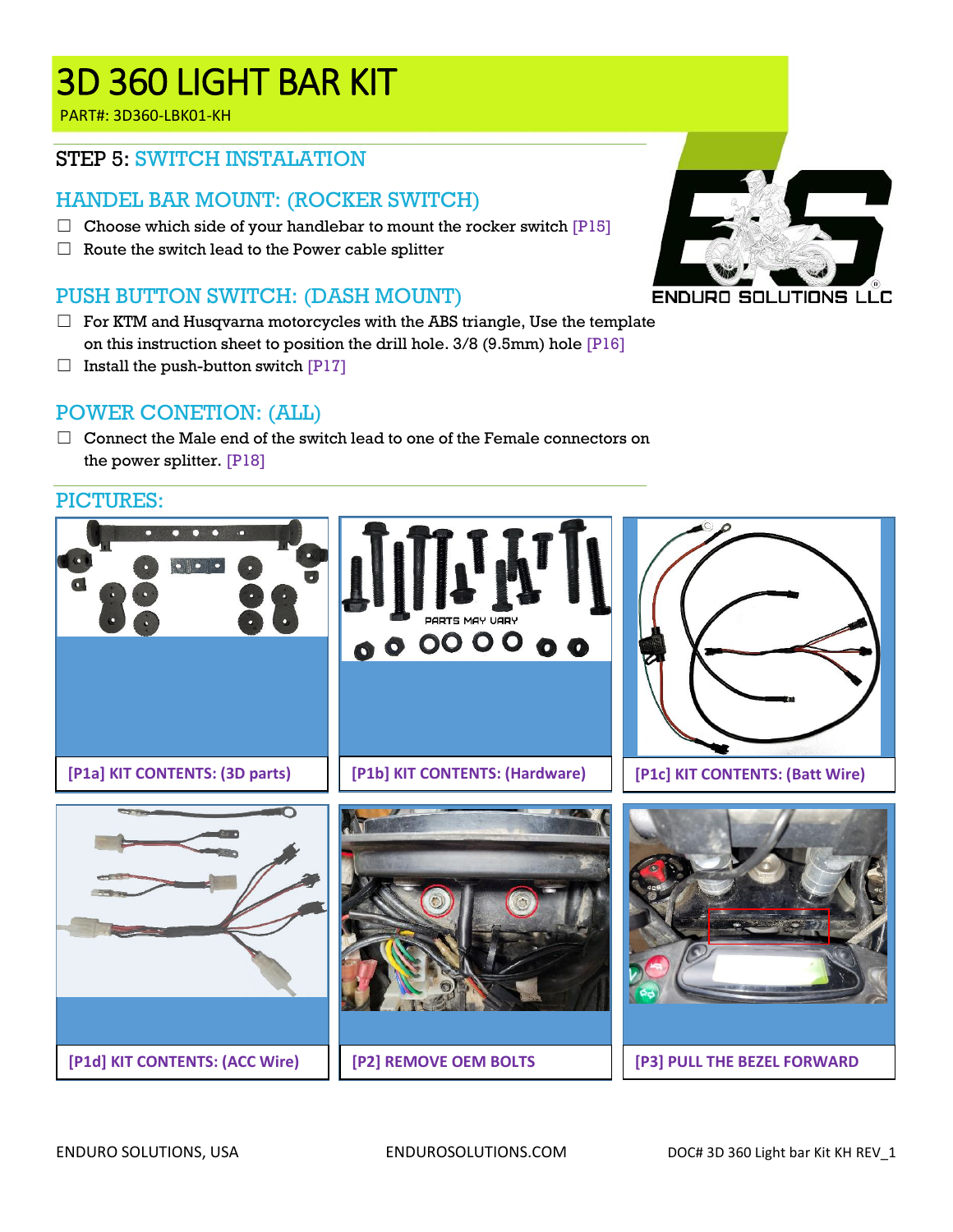# 3D 360 LIGHT BAR KIT

PART#: 3D360-LBK01-KH

## STEP 5: SWITCH INSTALLATION

### HANDEL BAR MOUNT: (ROCKER SWITCH)

- ☐ Choose which side of your handlebar to mount the rocker switch [P15]
- ☐ Route the switch lead to the Power cable splitter

### PUSH BUTTON SWITCH: (DASH MOUNT)

- ☐ For KTM and Husqvarna motorcycles with the ABS triangle, Use the template on this instruction sheet to position the drill hole. 3/8 (9.5mm) hole [P16]
- ☐ Install the push-button switch [P17]

### POWER CONETION: (ALL)

- ☐ Connect the Male end of the switch lead to one of the Female connectors on the power splitter. [P18]

### PICTURES:

[P1a] KIT CONTENTS: (3D parts)

[P1b] KIT CONTENTS: (Hardware)

[P1c] KIT CONTENTS: (Batt Wire)

[P1d] KIT CONTENTS: (ACC Wire)

[P2] REMOVE OEM BOLTS

[P3] PULL THE BEZEL FORWARD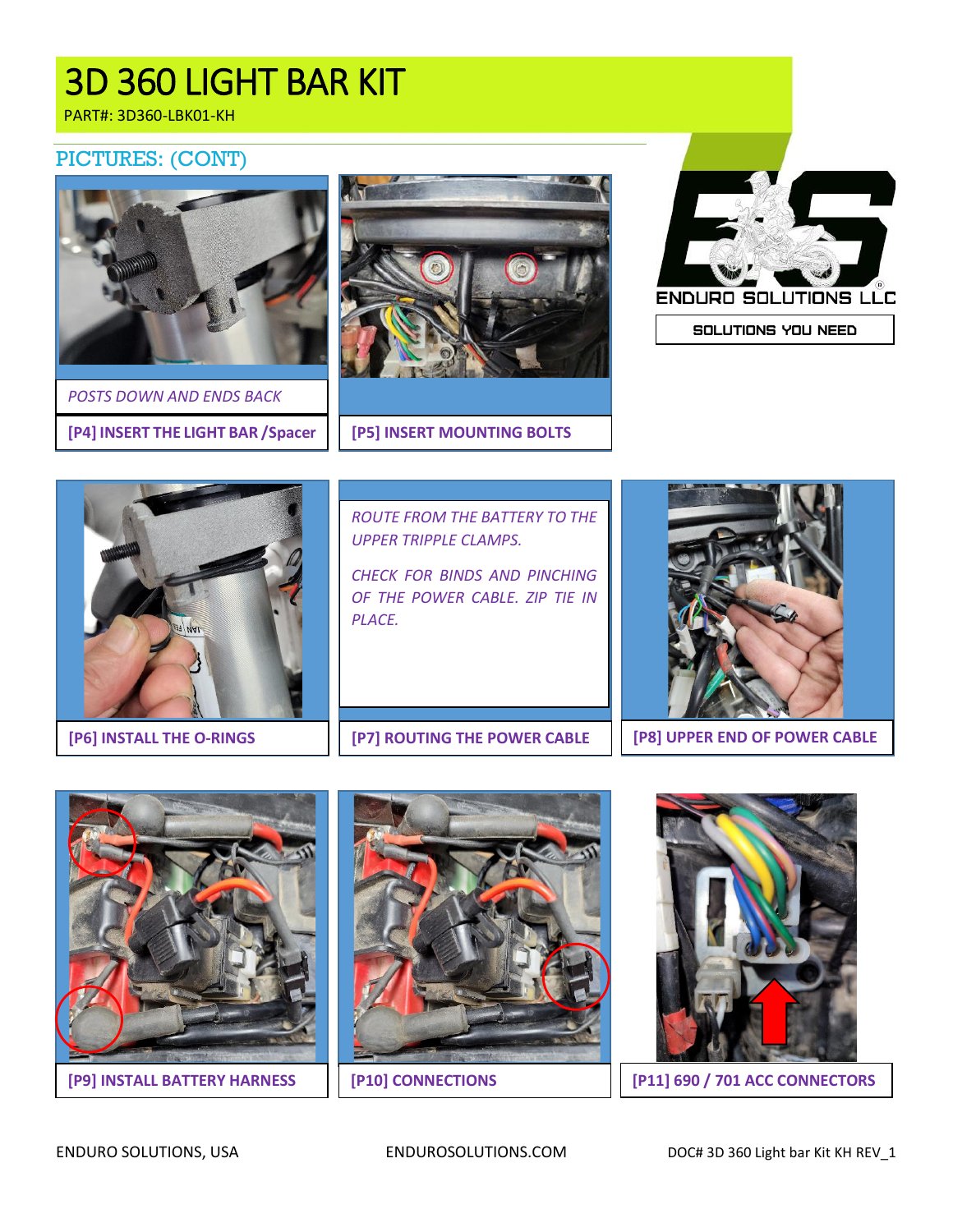# 3D 360 LIGHT BAR KIT

PART#: 3D360-LBK01-KH

## PICTURES: (CONT)

ENDURO SOLUTIONS LLC

SOLUTIONS YOU NEED

*POSTS DOWN AND ENDS BACK*

**[P4] INSERT THE LIGHT BAR /Spacer**

**[P5] INSERT MOUNTING BOLTS**

**[P6] INSTALL THE O-RINGS**

*ROUTE FROM THE BATTERY TO THE UPPER TRIPPLE CLAMPS.*

*CHECK FOR BINDS AND PINCHING OF THE POWER CABLE. ZIP TIE IN PLACE.*

**[P7] ROUTING THE POWER CABLE**

**[P8] UPPER END OF POWER CABLE**

**[P9] INSTALL BATTERY HARNESS**

**[P10] CONNECTIONS**

**[P11] 690 / 701 ACC CONNECTORS**

ENDURO SOLUTIONS, USA    ENDUROSOLUTIONS.COM    DOC# 3D 360 Light bar Kit KH REV_1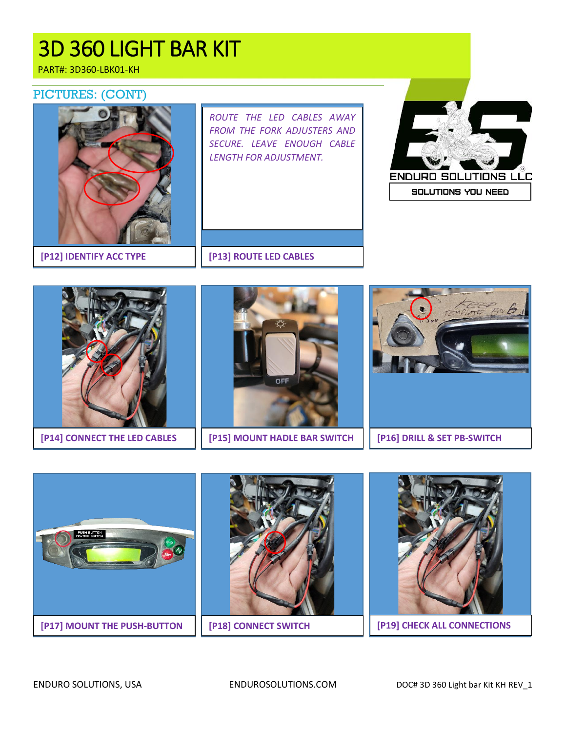# 3D 360 LIGHT BAR KIT

PART#: 3D360-LBK01-KH

## PICTURES: (CONT)

ENDURO SOLUTIONS LLC

SOLUTIONS YOU NEED

**[P12] IDENTIFY ACC TYPE**

*ROUTE THE LED CABLES AWAY FROM THE FORK ADJUSTERS AND SECURE. LEAVE ENOUGH CABLE LENGTH FOR ADJUSTMENT.*

**[P13] ROUTE LED CABLES**

**[P14] CONNECT THE LED CABLES**

**[P15] MOUNT HADLE BAR SWITCH**

**[P16] DRILL & SET PB-SWITCH**

**[P17] MOUNT THE PUSH-BUTTON**

**[P18] CONNECT SWITCH**

**[P19] CHECK ALL CONNECTIONS**

ENDURO SOLUTIONS, USA ENDUROSOLUTIONS.COM DOC# 3D 360 Light bar Kit KH REV_1